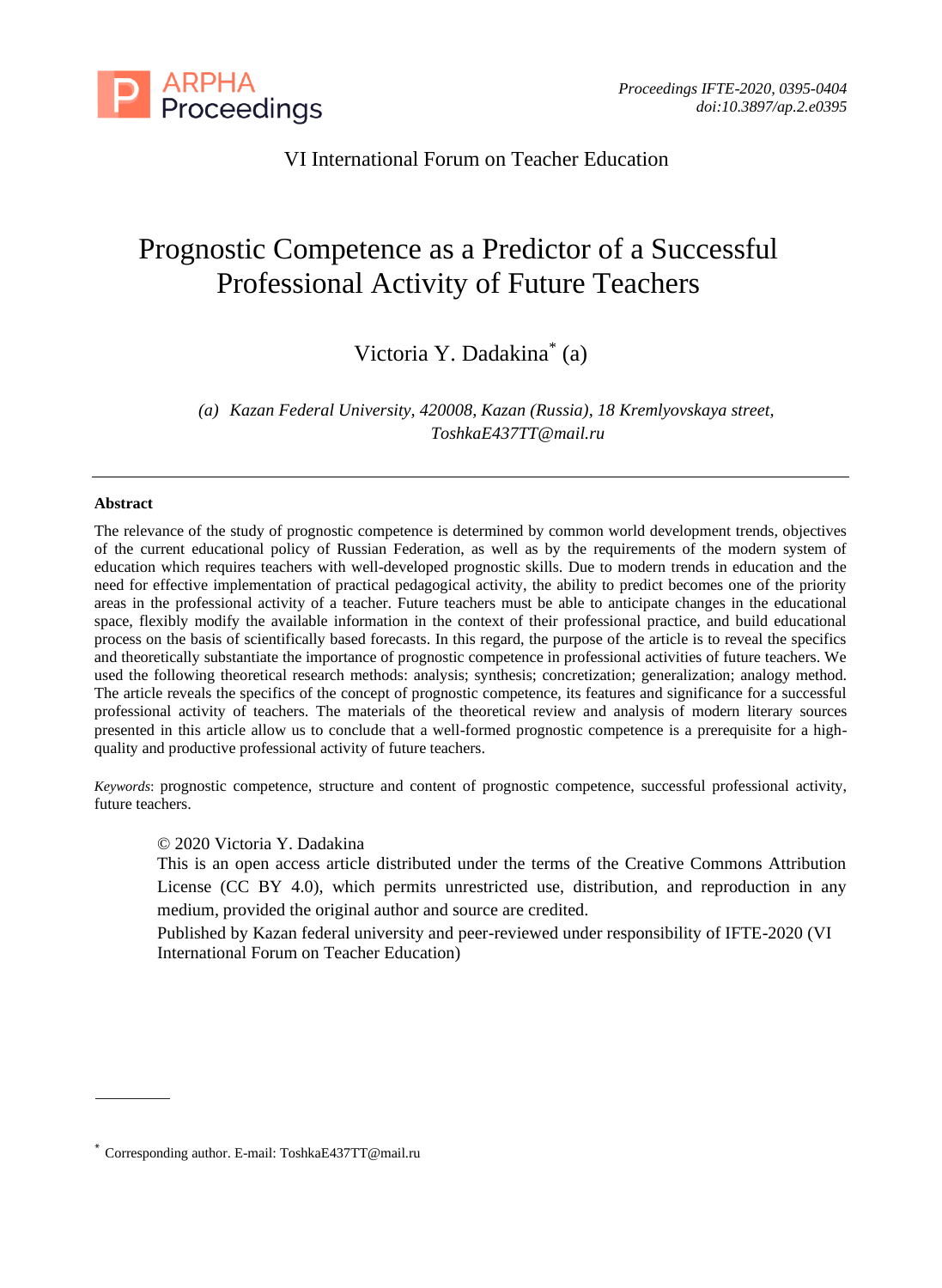VI International Forum on Teacher Education

# Prognostic Competence as a Predictor of a Successful Professional Activity of Future Teachers

Victoria Y. Dadakina* (a)

*(a) Kazan Federal University, 420008, Kazan (Russia), 18 Kremlyovskaya street, ToshkaE437TT@mail.ru*

---

**Abstract**

The relevance of the study of prognostic competence is determined by common world development trends, objectives of the current educational policy of Russian Federation, as well as by the requirements of the modern system of education which requires teachers with well-developed prognostic skills. Due to modern trends in education and the need for effective implementation of practical pedagogical activity, the ability to predict becomes one of the priority areas in the professional activity of a teacher. Future teachers must be able to anticipate changes in the educational space, flexibly modify the available information in the context of their professional practice, and build educational process on the basis of scientifically based forecasts. In this regard, the purpose of the article is to reveal the specifics and theoretically substantiate the importance of prognostic competence in professional activities of future teachers. We used the following theoretical research methods: analysis; synthesis; concretization; generalization; analogy method. The article reveals the specifics of the concept of prognostic competence, its features and significance for a successful professional activity of teachers. The materials of the theoretical review and analysis of modern literary sources presented in this article allow us to conclude that a well-formed prognostic competence is a prerequisite for a high-quality and productive professional activity of future teachers.

*Keywords*: prognostic competence, structure and content of prognostic competence, successful professional activity, future teachers.

© 2020 Victoria Y. Dadakina
This is an open access article distributed under the terms of the Creative Commons Attribution License (CC BY 4.0), which permits unrestricted use, distribution, and reproduction in any medium, provided the original author and source are credited.
Published by Kazan federal university and peer-reviewed under responsibility of IFTE-2020 (VI International Forum on Teacher Education)

---

* Corresponding author. E-mail: ToshkaE437TT@mail.ru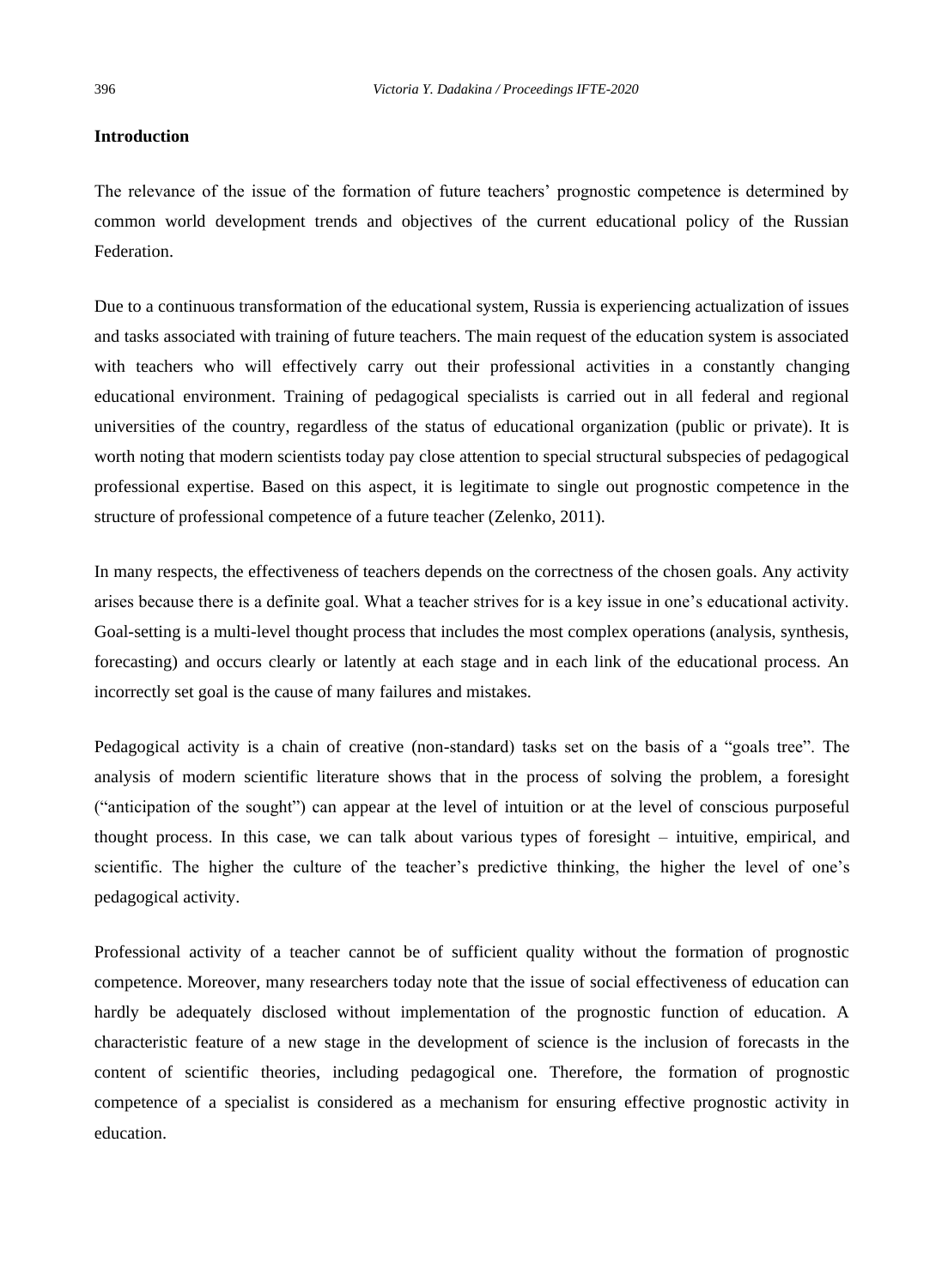## Introduction

The relevance of the issue of the formation of future teachers' prognostic competence is determined by common world development trends and objectives of the current educational policy of the Russian Federation.

Due to a continuous transformation of the educational system, Russia is experiencing actualization of issues and tasks associated with training of future teachers. The main request of the education system is associated with teachers who will effectively carry out their professional activities in a constantly changing educational environment. Training of pedagogical specialists is carried out in all federal and regional universities of the country, regardless of the status of educational organization (public or private). It is worth noting that modern scientists today pay close attention to special structural subspecies of pedagogical professional expertise. Based on this aspect, it is legitimate to single out prognostic competence in the structure of professional competence of a future teacher (Zelenko, 2011).

In many respects, the effectiveness of teachers depends on the correctness of the chosen goals. Any activity arises because there is a definite goal. What a teacher strives for is a key issue in one's educational activity. Goal-setting is a multi-level thought process that includes the most complex operations (analysis, synthesis, forecasting) and occurs clearly or latently at each stage and in each link of the educational process. An incorrectly set goal is the cause of many failures and mistakes.

Pedagogical activity is a chain of creative (non-standard) tasks set on the basis of a "goals tree". The analysis of modern scientific literature shows that in the process of solving the problem, a foresight ("anticipation of the sought") can appear at the level of intuition or at the level of conscious purposeful thought process. In this case, we can talk about various types of foresight – intuitive, empirical, and scientific. The higher the culture of the teacher's predictive thinking, the higher the level of one's pedagogical activity.

Professional activity of a teacher cannot be of sufficient quality without the formation of prognostic competence. Moreover, many researchers today note that the issue of social effectiveness of education can hardly be adequately disclosed without implementation of the prognostic function of education. A characteristic feature of a new stage in the development of science is the inclusion of forecasts in the content of scientific theories, including pedagogical one. Therefore, the formation of prognostic competence of a specialist is considered as a mechanism for ensuring effective prognostic activity in education.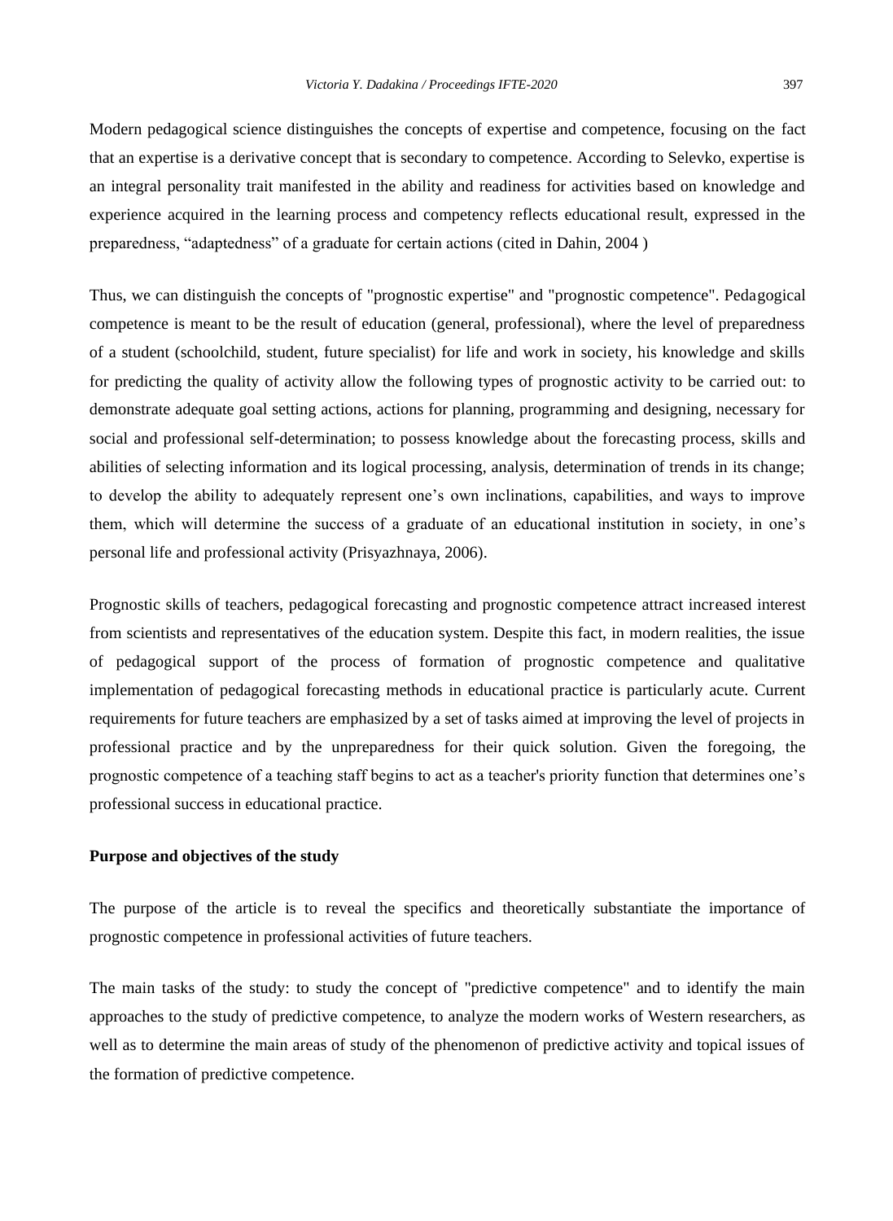Modern pedagogical science distinguishes the concepts of expertise and competence, focusing on the fact that an expertise is a derivative concept that is secondary to competence. According to Selevko, expertise is an integral personality trait manifested in the ability and readiness for activities based on knowledge and experience acquired in the learning process and competency reflects educational result, expressed in the preparedness, “adaptedness” of a graduate for certain actions (cited in Dahin, 2004 )

Thus, we can distinguish the concepts of "prognostic expertise" and "prognostic competence". Pedagogical competence is meant to be the result of education (general, professional), where the level of preparedness of a student (schoolchild, student, future specialist) for life and work in society, his knowledge and skills for predicting the quality of activity allow the following types of prognostic activity to be carried out: to demonstrate adequate goal setting actions, actions for planning, programming and designing, necessary for social and professional self-determination; to possess knowledge about the forecasting process, skills and abilities of selecting information and its logical processing, analysis, determination of trends in its change; to develop the ability to adequately represent one’s own inclinations, capabilities, and ways to improve them, which will determine the success of a graduate of an educational institution in society, in one’s personal life and professional activity (Prisyazhnaya, 2006).

Prognostic skills of teachers, pedagogical forecasting and prognostic competence attract increased interest from scientists and representatives of the education system. Despite this fact, in modern realities, the issue of pedagogical support of the process of formation of prognostic competence and qualitative implementation of pedagogical forecasting methods in educational practice is particularly acute. Current requirements for future teachers are emphasized by a set of tasks aimed at improving the level of projects in professional practice and by the unpreparedness for their quick solution. Given the foregoing, the prognostic competence of a teaching staff begins to act as a teacher's priority function that determines one’s professional success in educational practice.

**Purpose and objectives of the study**

The purpose of the article is to reveal the specifics and theoretically substantiate the importance of prognostic competence in professional activities of future teachers.

The main tasks of the study: to study the concept of "predictive competence" and to identify the main approaches to the study of predictive competence, to analyze the modern works of Western researchers, as well as to determine the main areas of study of the phenomenon of predictive activity and topical issues of the formation of predictive competence.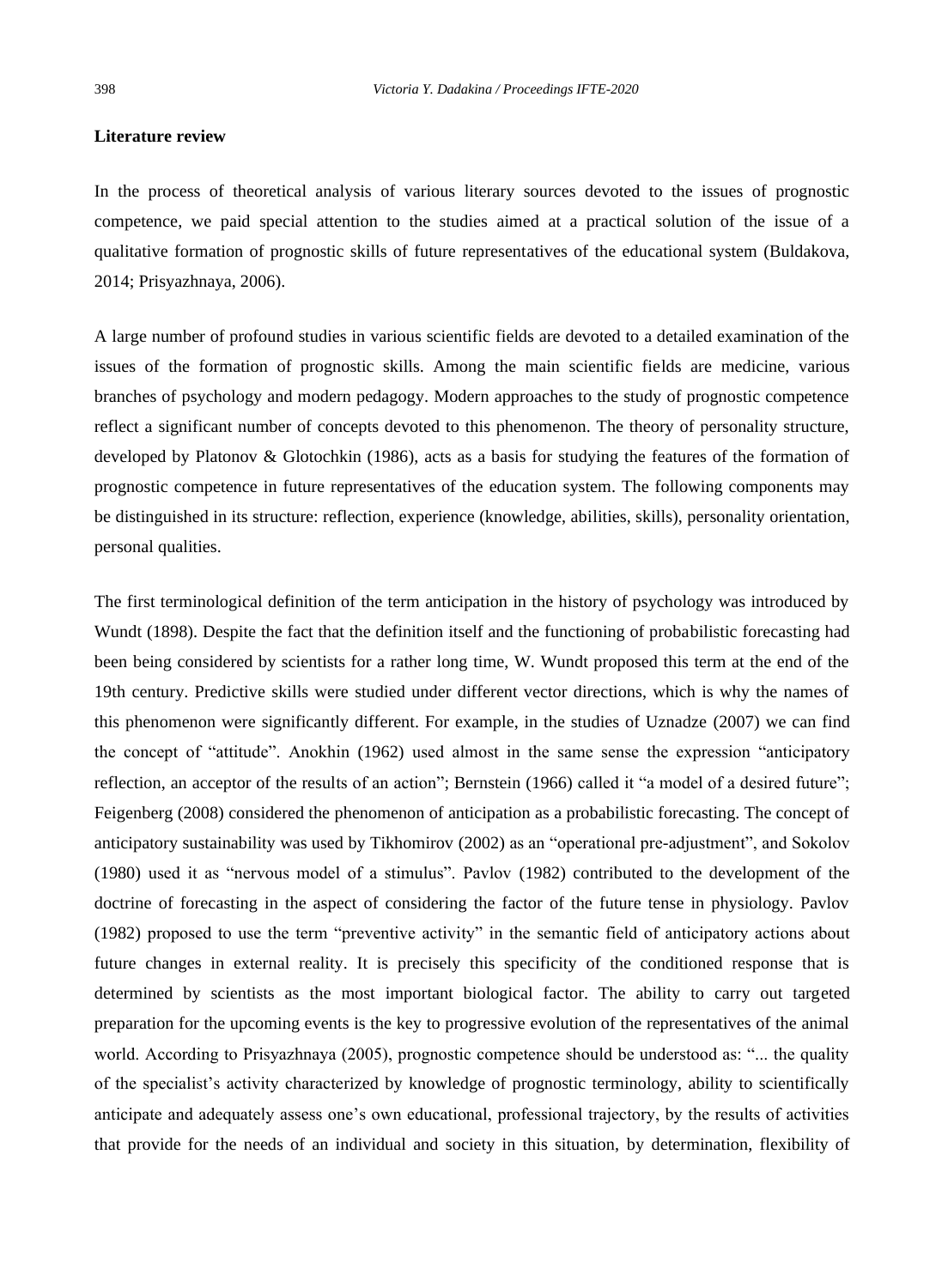**Literature review**

In the process of theoretical analysis of various literary sources devoted to the issues of prognostic competence, we paid special attention to the studies aimed at a practical solution of the issue of a qualitative formation of prognostic skills of future representatives of the educational system (Buldakova, 2014; Prisyazhnaya, 2006).

A large number of profound studies in various scientific fields are devoted to a detailed examination of the issues of the formation of prognostic skills. Among the main scientific fields are medicine, various branches of psychology and modern pedagogy. Modern approaches to the study of prognostic competence reflect a significant number of concepts devoted to this phenomenon. The theory of personality structure, developed by Platonov & Glotochkin (1986), acts as a basis for studying the features of the formation of prognostic competence in future representatives of the education system. The following components may be distinguished in its structure: reflection, experience (knowledge, abilities, skills), personality orientation, personal qualities.

The first terminological definition of the term anticipation in the history of psychology was introduced by Wundt (1898). Despite the fact that the definition itself and the functioning of probabilistic forecasting had been being considered by scientists for a rather long time, W. Wundt proposed this term at the end of the 19th century. Predictive skills were studied under different vector directions, which is why the names of this phenomenon were significantly different. For example, in the studies of Uznadze (2007) we can find the concept of "attitude". Anokhin (1962) used almost in the same sense the expression "anticipatory reflection, an acceptor of the results of an action"; Bernstein (1966) called it "a model of a desired future"; Feigenberg (2008) considered the phenomenon of anticipation as a probabilistic forecasting. The concept of anticipatory sustainability was used by Tikhomirov (2002) as an "operational pre-adjustment", and Sokolov (1980) used it as "nervous model of a stimulus". Pavlov (1982) contributed to the development of the doctrine of forecasting in the aspect of considering the factor of the future tense in physiology. Pavlov (1982) proposed to use the term "preventive activity" in the semantic field of anticipatory actions about future changes in external reality. It is precisely this specificity of the conditioned response that is determined by scientists as the most important biological factor. The ability to carry out targeted preparation for the upcoming events is the key to progressive evolution of the representatives of the animal world. According to Prisyazhnaya (2005), prognostic competence should be understood as: "... the quality of the specialist's activity characterized by knowledge of prognostic terminology, ability to scientifically anticipate and adequately assess one's own educational, professional trajectory, by the results of activities that provide for the needs of an individual and society in this situation, by determination, flexibility of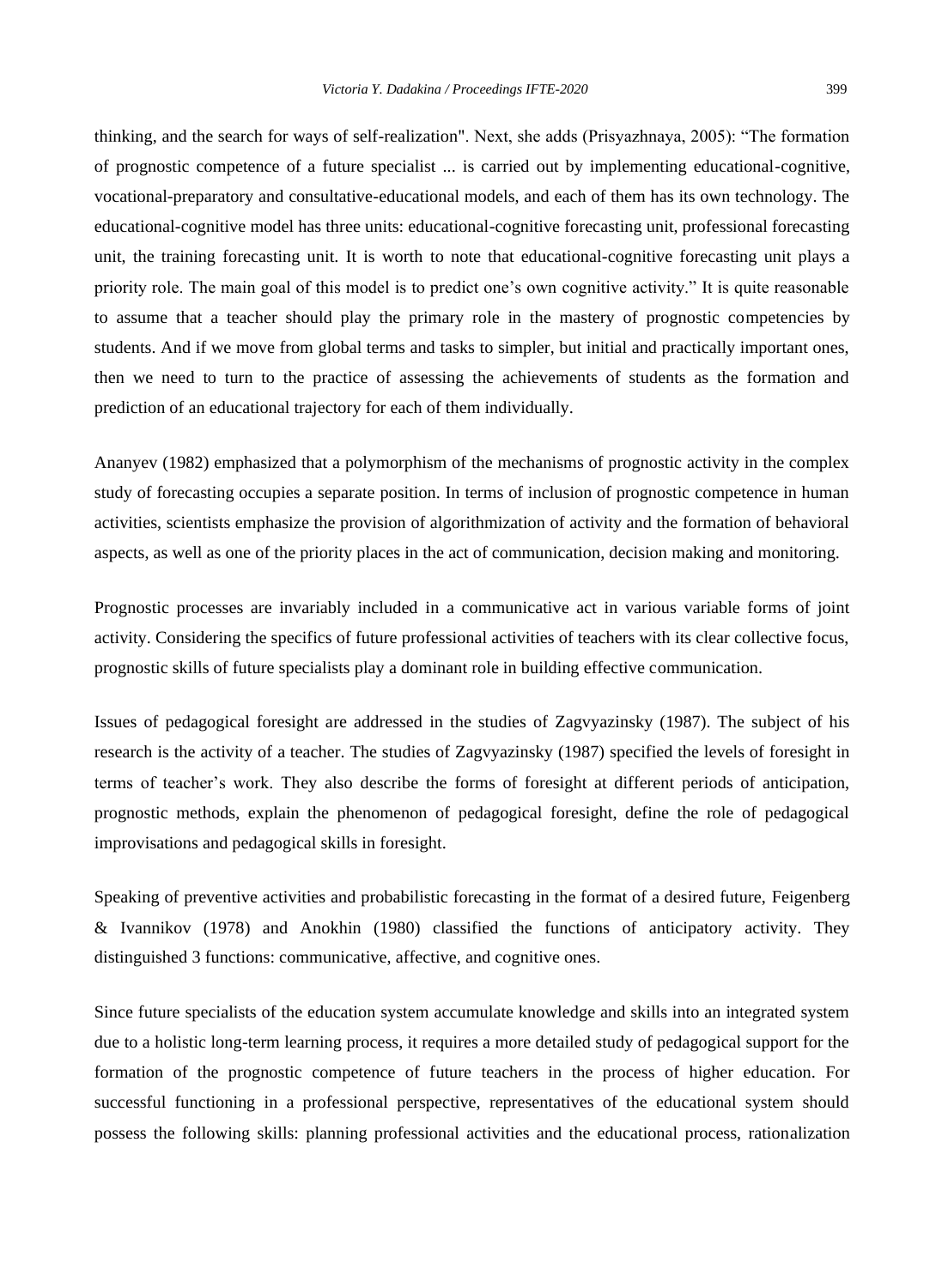thinking, and the search for ways of self-realization". Next, she adds (Prisyazhnaya, 2005): "The formation of prognostic competence of a future specialist ... is carried out by implementing educational-cognitive, vocational-preparatory and consultative-educational models, and each of them has its own technology. The educational-cognitive model has three units: educational-cognitive forecasting unit, professional forecasting unit, the training forecasting unit. It is worth to note that educational-cognitive forecasting unit plays a priority role. The main goal of this model is to predict one's own cognitive activity." It is quite reasonable to assume that a teacher should play the primary role in the mastery of prognostic competencies by students. And if we move from global terms and tasks to simpler, but initial and practically important ones, then we need to turn to the practice of assessing the achievements of students as the formation and prediction of an educational trajectory for each of them individually.

Ananyev (1982) emphasized that a polymorphism of the mechanisms of prognostic activity in the complex study of forecasting occupies a separate position. In terms of inclusion of prognostic competence in human activities, scientists emphasize the provision of algorithmization of activity and the formation of behavioral aspects, as well as one of the priority places in the act of communication, decision making and monitoring.

Prognostic processes are invariably included in a communicative act in various variable forms of joint activity. Considering the specifics of future professional activities of teachers with its clear collective focus, prognostic skills of future specialists play a dominant role in building effective communication.

Issues of pedagogical foresight are addressed in the studies of Zagvyazinsky (1987). The subject of his research is the activity of a teacher. The studies of Zagvyazinsky (1987) specified the levels of foresight in terms of teacher's work. They also describe the forms of foresight at different periods of anticipation, prognostic methods, explain the phenomenon of pedagogical foresight, define the role of pedagogical improvisations and pedagogical skills in foresight.

Speaking of preventive activities and probabilistic forecasting in the format of a desired future, Feigenberg & Ivannikov (1978) and Anokhin (1980) classified the functions of anticipatory activity. They distinguished 3 functions: communicative, affective, and cognitive ones.

Since future specialists of the education system accumulate knowledge and skills into an integrated system due to a holistic long-term learning process, it requires a more detailed study of pedagogical support for the formation of the prognostic competence of future teachers in the process of higher education. For successful functioning in a professional perspective, representatives of the educational system should possess the following skills: planning professional activities and the educational process, rationalization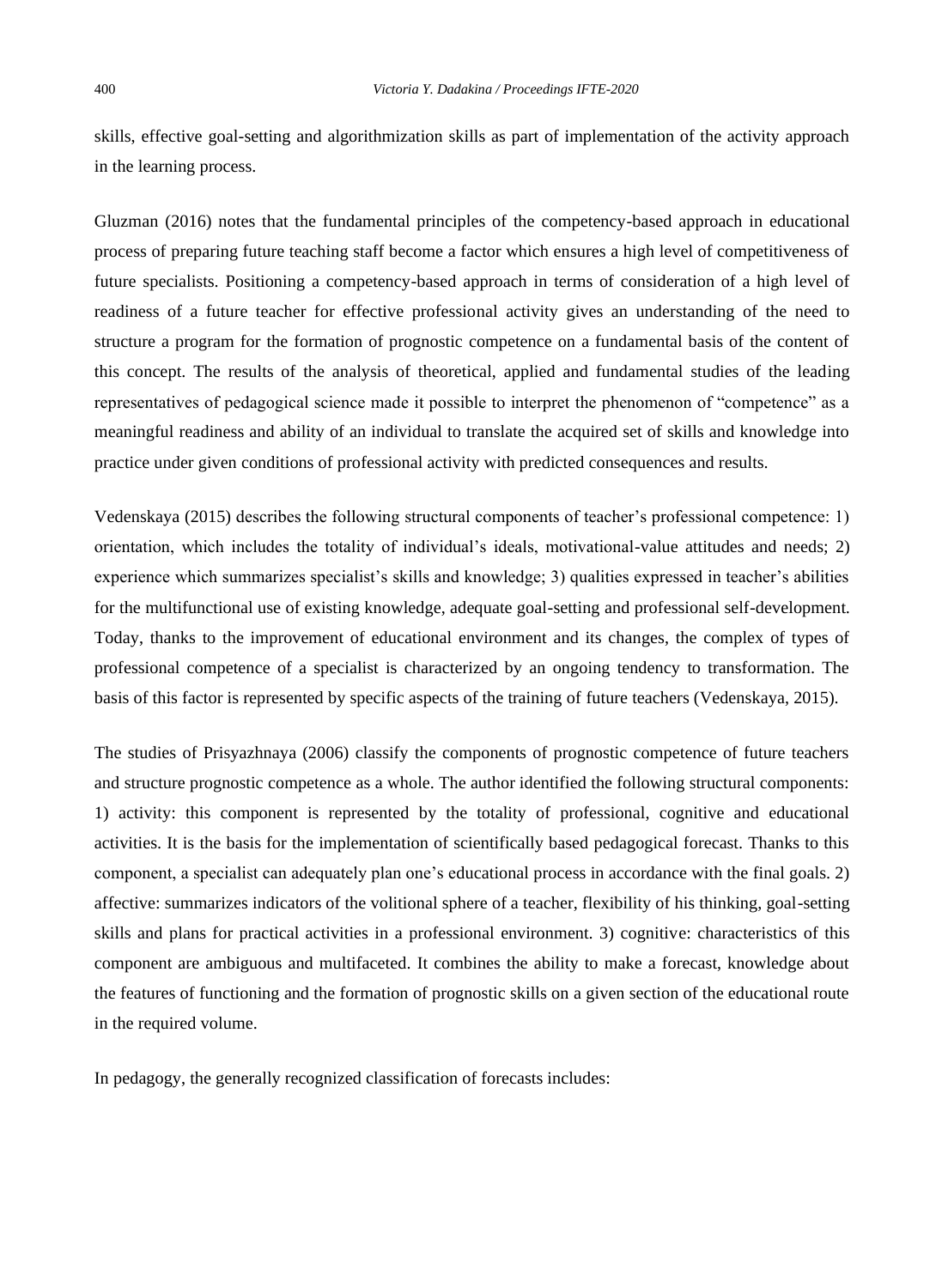skills, effective goal-setting and algorithmization skills as part of implementation of the activity approach in the learning process.

Gluzman (2016) notes that the fundamental principles of the competency-based approach in educational process of preparing future teaching staff become a factor which ensures a high level of competitiveness of future specialists. Positioning a competency-based approach in terms of consideration of a high level of readiness of a future teacher for effective professional activity gives an understanding of the need to structure a program for the formation of prognostic competence on a fundamental basis of the content of this concept. The results of the analysis of theoretical, applied and fundamental studies of the leading representatives of pedagogical science made it possible to interpret the phenomenon of "competence" as a meaningful readiness and ability of an individual to translate the acquired set of skills and knowledge into practice under given conditions of professional activity with predicted consequences and results.

Vedenskaya (2015) describes the following structural components of teacher's professional competence: 1) orientation, which includes the totality of individual's ideals, motivational-value attitudes and needs; 2) experience which summarizes specialist's skills and knowledge; 3) qualities expressed in teacher's abilities for the multifunctional use of existing knowledge, adequate goal-setting and professional self-development. Today, thanks to the improvement of educational environment and its changes, the complex of types of professional competence of a specialist is characterized by an ongoing tendency to transformation. The basis of this factor is represented by specific aspects of the training of future teachers (Vedenskaya, 2015).

The studies of Prisyazhnaya (2006) classify the components of prognostic competence of future teachers and structure prognostic competence as a whole. The author identified the following structural components: 1) activity: this component is represented by the totality of professional, cognitive and educational activities. It is the basis for the implementation of scientifically based pedagogical forecast. Thanks to this component, a specialist can adequately plan one's educational process in accordance with the final goals. 2) affective: summarizes indicators of the volitional sphere of a teacher, flexibility of his thinking, goal-setting skills and plans for practical activities in a professional environment. 3) cognitive: characteristics of this component are ambiguous and multifaceted. It combines the ability to make a forecast, knowledge about the features of functioning and the formation of prognostic skills on a given section of the educational route in the required volume.

In pedagogy, the generally recognized classification of forecasts includes: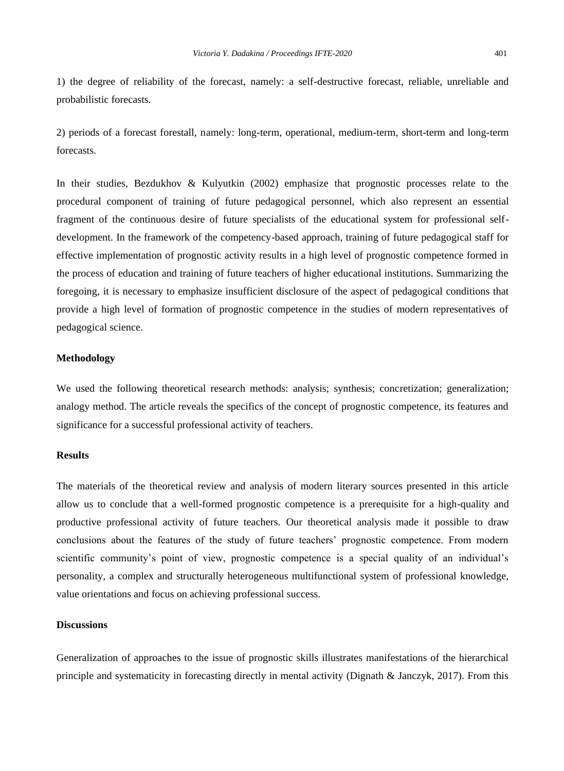1) the degree of reliability of the forecast, namely: a self-destructive forecast, reliable, unreliable and probabilistic forecasts.

2) periods of a forecast forestall, namely: long-term, operational, medium-term, short-term and long-term forecasts.

In their studies, Bezdukhov & Kulyutkin (2002) emphasize that prognostic processes relate to the procedural component of training of future pedagogical personnel, which also represent an essential fragment of the continuous desire of future specialists of the educational system for professional self-development. In the framework of the competency-based approach, training of future pedagogical staff for effective implementation of prognostic activity results in a high level of prognostic competence formed in the process of education and training of future teachers of higher educational institutions. Summarizing the foregoing, it is necessary to emphasize insufficient disclosure of the aspect of pedagogical conditions that provide a high level of formation of prognostic competence in the studies of modern representatives of pedagogical science.

## Methodology

We used the following theoretical research methods: analysis; synthesis; concretization; generalization; analogy method. The article reveals the specifics of the concept of prognostic competence, its features and significance for a successful professional activity of teachers.

## Results

The materials of the theoretical review and analysis of modern literary sources presented in this article allow us to conclude that a well-formed prognostic competence is a prerequisite for a high-quality and productive professional activity of future teachers. Our theoretical analysis made it possible to draw conclusions about the features of the study of future teachers' prognostic competence. From modern scientific community's point of view, prognostic competence is a special quality of an individual's personality, a complex and structurally heterogeneous multifunctional system of professional knowledge, value orientations and focus on achieving professional success.

## Discussions

Generalization of approaches to the issue of prognostic skills illustrates manifestations of the hierarchical principle and systematicity in forecasting directly in mental activity (Dignath & Janczyk, 2017). From this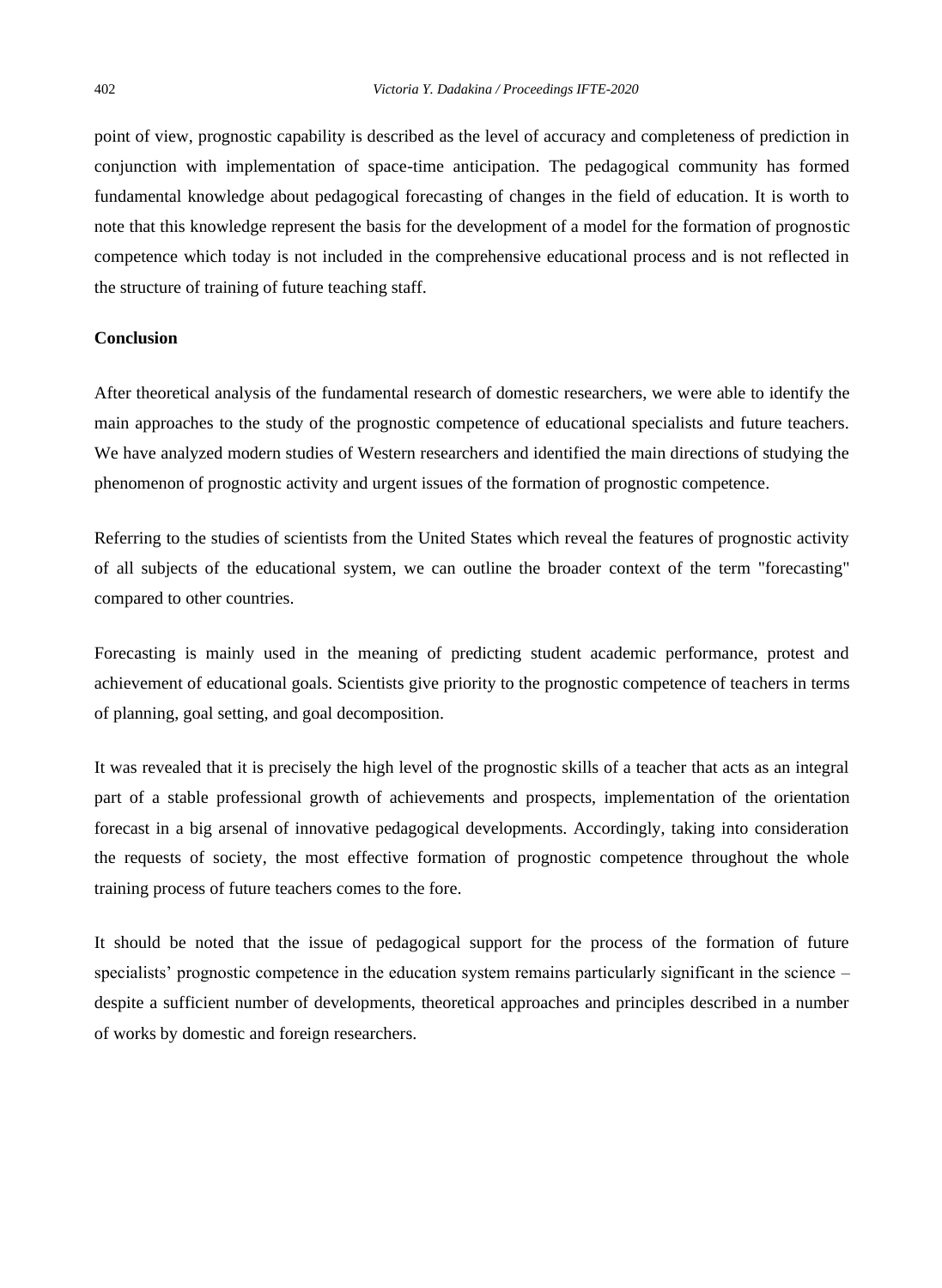point of view, prognostic capability is described as the level of accuracy and completeness of prediction in conjunction with implementation of space-time anticipation. The pedagogical community has formed fundamental knowledge about pedagogical forecasting of changes in the field of education. It is worth to note that this knowledge represent the basis for the development of a model for the formation of prognostic competence which today is not included in the comprehensive educational process and is not reflected in the structure of training of future teaching staff.

**Conclusion**

After theoretical analysis of the fundamental research of domestic researchers, we were able to identify the main approaches to the study of the prognostic competence of educational specialists and future teachers. We have analyzed modern studies of Western researchers and identified the main directions of studying the phenomenon of prognostic activity and urgent issues of the formation of prognostic competence.

Referring to the studies of scientists from the United States which reveal the features of prognostic activity of all subjects of the educational system, we can outline the broader context of the term "forecasting" compared to other countries.

Forecasting is mainly used in the meaning of predicting student academic performance, protest and achievement of educational goals. Scientists give priority to the prognostic competence of teachers in terms of planning, goal setting, and goal decomposition.

It was revealed that it is precisely the high level of the prognostic skills of a teacher that acts as an integral part of a stable professional growth of achievements and prospects, implementation of the orientation forecast in a big arsenal of innovative pedagogical developments. Accordingly, taking into consideration the requests of society, the most effective formation of prognostic competence throughout the whole training process of future teachers comes to the fore.

It should be noted that the issue of pedagogical support for the process of the formation of future specialists' prognostic competence in the education system remains particularly significant in the science – despite a sufficient number of developments, theoretical approaches and principles described in a number of works by domestic and foreign researchers.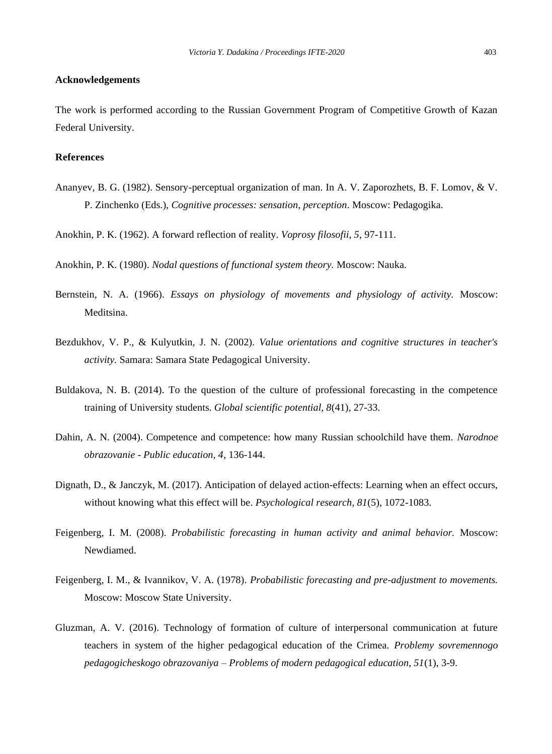## Acknowledgements

The work is performed according to the Russian Government Program of Competitive Growth of Kazan Federal University.

## References

Ananyev, B. G. (1982). Sensory-perceptual organization of man. In A. V. Zaporozhets, B. F. Lomov, & V. P. Zinchenko (Eds.), *Cognitive processes: sensation, perception*. Moscow: Pedagogika.

Anokhin, P. K. (1962). A forward reflection of reality. *Voprosy filosofii, 5*, 97-111.

Anokhin, P. K. (1980). *Nodal questions of functional system theory.* Moscow: Nauka.

Bernstein, N. A. (1966). *Essays on physiology of movements and physiology of activity.* Moscow: Meditsina.

Bezdukhov, V. P., & Kulyutkin, J. N. (2002). *Value orientations and cognitive structures in teacher's activity.* Samara: Samara State Pedagogical University.

Buldakova, N. B. (2014). To the question of the culture of professional forecasting in the competence training of University students. *Global scientific potential, 8*(41), 27-33.

Dahin, A. N. (2004). Competence and competence: how many Russian schoolchild have them. *Narodnoe obrazovanie - Public education, 4*, 136-144.

Dignath, D., & Janczyk, M. (2017). Anticipation of delayed action-effects: Learning when an effect occurs, without knowing what this effect will be. *Psychological research, 81*(5), 1072-1083.

Feigenberg, I. M. (2008). *Probabilistic forecasting in human activity and animal behavior.* Moscow: Newdiamed.

Feigenberg, I. M., & Ivannikov, V. A. (1978). *Probabilistic forecasting and pre-adjustment to movements.* Moscow: Moscow State University.

Gluzman, A. V. (2016). Technology of formation of culture of interpersonal communication at future teachers in system of the higher pedagogical education of the Crimea. *Problemy sovremennogo pedagogicheskogo obrazovaniya – Problems of modern pedagogical education, 51*(1), 3-9.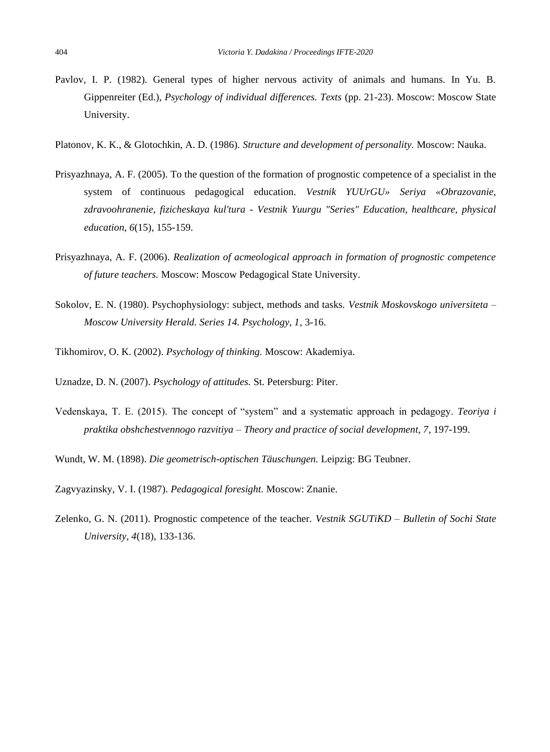Pavlov, I. P. (1982). General types of higher nervous activity of animals and humans. In Yu. B. Gippenreiter (Ed.), *Psychology of individual differences. Texts* (pp. 21-23). Moscow: Moscow State University.

Platonov, K. K., & Glotochkin, A. D. (1986). *Structure and development of personality.* Moscow: Nauka.

Prisyazhnaya, A. F. (2005). To the question of the formation of prognostic competence of a specialist in the system of continuous pedagogical education. *Vestnik YUUrGU» Seriya «Obrazovanie, zdravoohranenie, fizicheskaya kul'tura - Vestnik Yuurgu "Series" Education, healthcare, physical education, 6*(15), 155-159.

Prisyazhnaya, A. F. (2006). *Realization of acmeological approach in formation of prognostic competence of future teachers.* Moscow: Moscow Pedagogical State University.

Sokolov, E. N. (1980). Psychophysiology: subject, methods and tasks. *Vestnik Moskovskogo universiteta – Moscow University Herald. Series 14. Psychology, 1*, 3-16.

Tikhomirov, O. K. (2002). *Psychology of thinking.* Moscow: Akademiya.

Uznadze, D. N. (2007). *Psychology of attitudes.* St. Petersburg: Piter.

Vedenskaya, T. E. (2015). The concept of "system" and a systematic approach in pedagogy. *Teoriya i praktika obshchestvennogo razvitiya – Theory and practice of social development, 7*, 197-199.

Wundt, W. M. (1898). *Die geometrisch-optischen Täuschungen.* Leipzig: BG Teubner.

Zagvyazinsky, V. I. (1987). *Pedagogical foresight.* Moscow: Znanie.

Zelenko, G. N. (2011). Prognostic competence of the teacher. *Vestnik SGUTiKD – Bulletin of Sochi State University, 4*(18), 133-136.